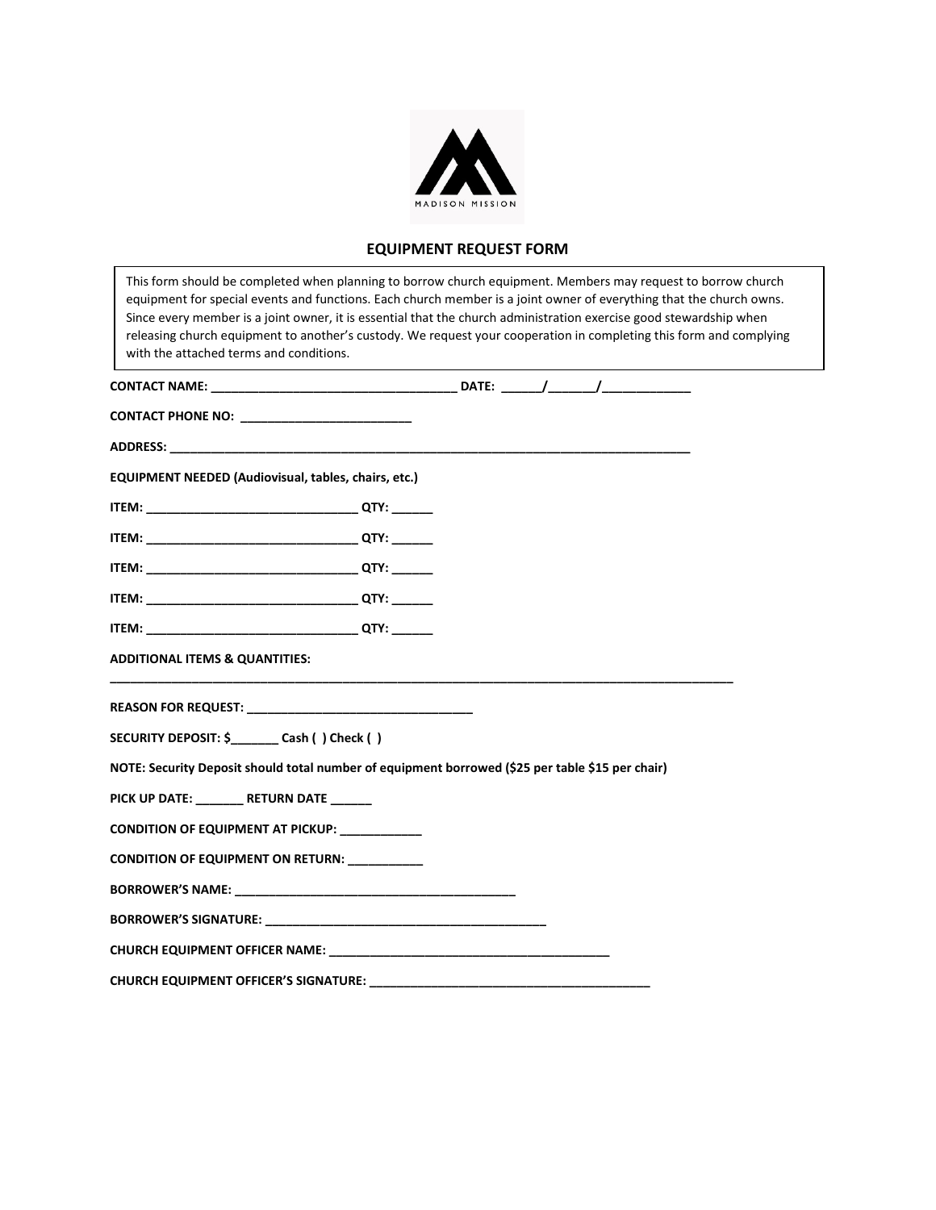MADISON MISSION

## EQUIPMENT REQUEST FORM

This form should be completed when planning to borrow church equipment. Members may request to borrow church equipment for special events and functions. Each church member is a joint owner of everything that the church owns. Since every member is a joint owner, it is essential that the church administration exercise good stewardship when releasing church equipment to another's custody. We request your cooperation in completing this form and complying with the attached terms and conditions.

**CONTACT NAME: ___________________________________ DATE: ______/_______/_____________**

**CONTACT PHONE NO: _________________________**

**ADDRESS: ______________________________________________________________________________**

**EQUIPMENT NEEDED (Audiovisual, tables, chairs, etc.)**

**ITEM: ______________________________ QTY: ______**

**ITEM: ______________________________ QTY: ______**

**ITEM: ______________________________ QTY: ______**

**ITEM: ______________________________ QTY: ______**

**ITEM: ______________________________ QTY: ______**

**ADDITIONAL ITEMS & QUANTITIES:**

**_________________________________________________________________________________________**

**REASON FOR REQUEST: ________________________________**

**SECURITY DEPOSIT: $_______ Cash ( ) Check ( )**

**NOTE: Security Deposit should total number of equipment borrowed ($25 per table $15 per chair)**

**PICK UP DATE: _______ RETURN DATE ______**

**CONDITION OF EQUIPMENT AT PICKUP: ____________**

**CONDITION OF EQUIPMENT ON RETURN: ___________**

**BORROWER'S NAME: _________________________________________**

**BORROWER'S SIGNATURE: _________________________________________**

**CHURCH EQUIPMENT OFFICER NAME: _________________________________________**

**CHURCH EQUIPMENT OFFICER'S SIGNATURE: _________________________________________**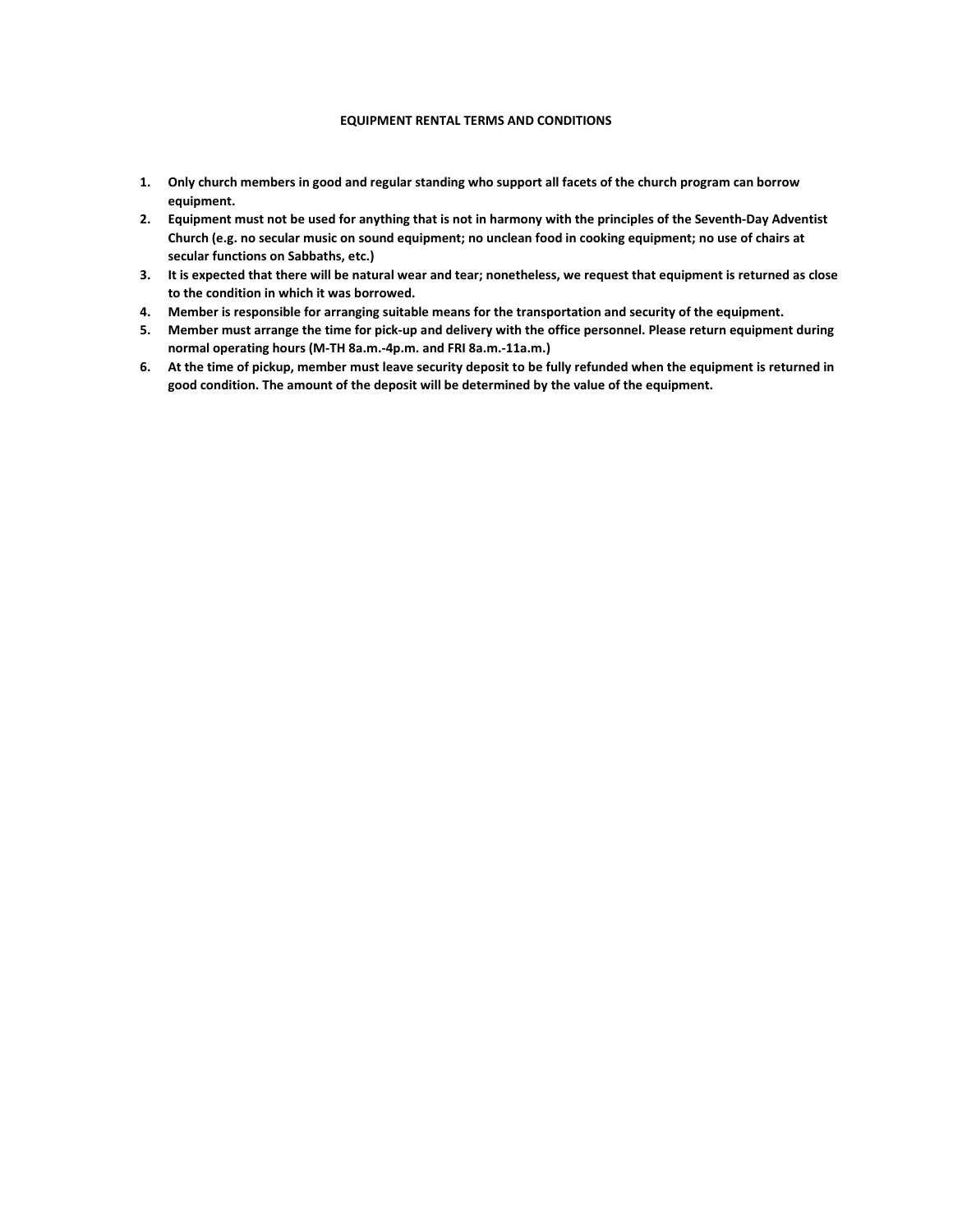**EQUIPMENT RENTAL TERMS AND CONDITIONS**

1. **Only church members in good and regular standing who support all facets of the church program can borrow equipment.**
2. **Equipment must not be used for anything that is not in harmony with the principles of the Seventh-Day Adventist Church (e.g. no secular music on sound equipment; no unclean food in cooking equipment; no use of chairs at secular functions on Sabbaths, etc.)**
3. **It is expected that there will be natural wear and tear; nonetheless, we request that equipment is returned as close to the condition in which it was borrowed.**
4. **Member is responsible for arranging suitable means for the transportation and security of the equipment.**
5. **Member must arrange the time for pick-up and delivery with the office personnel. Please return equipment during normal operating hours (M-TH 8a.m.-4p.m. and FRI 8a.m.-11a.m.)**
6. **At the time of pickup, member must leave security deposit to be fully refunded when the equipment is returned in good condition. The amount of the deposit will be determined by the value of the equipment.**